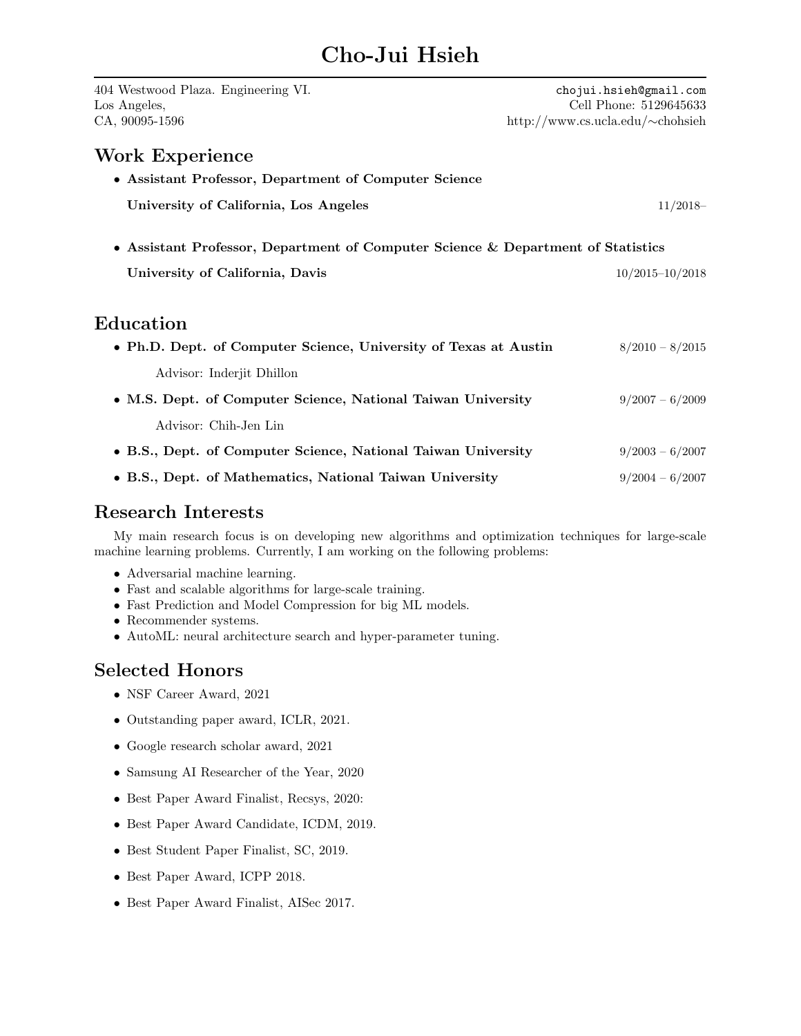# Cho-Jui Hsieh

404 Westwood Plaza. Engineering VI.
Los Angeles,
CA, 90095-1596

chojui.hsieh@gmail.com
Cell Phone: 5129645633
http://www.cs.ucla.edu/∼chohsieh

## Work Experience

- **Assistant Professor, Department of Computer Science**
  **University of California, Los Angeles** 11/2018–
- **Assistant Professor, Department of Computer Science & Department of Statistics**
  **University of California, Davis** 10/2015–10/2018

## Education

- **Ph.D. Dept. of Computer Science, University of Texas at Austin** 8/2010 – 8/2015
  Advisor: Inderjit Dhillon
- **M.S. Dept. of Computer Science, National Taiwan University** 9/2007 – 6/2009
  Advisor: Chih-Jen Lin
- **B.S., Dept. of Computer Science, National Taiwan University** 9/2003 – 6/2007
- **B.S., Dept. of Mathematics, National Taiwan University** 9/2004 – 6/2007

## Research Interests

My main research focus is on developing new algorithms and optimization techniques for large-scale machine learning problems. Currently, I am working on the following problems:

- Adversarial machine learning.
- Fast and scalable algorithms for large-scale training.
- Fast Prediction and Model Compression for big ML models.
- Recommender systems.
- AutoML: neural architecture search and hyper-parameter tuning.

## Selected Honors

- NSF Career Award, 2021
- Outstanding paper award, ICLR, 2021.
- Google research scholar award, 2021
- Samsung AI Researcher of the Year, 2020
- Best Paper Award Finalist, Recsys, 2020:
- Best Paper Award Candidate, ICDM, 2019.
- Best Student Paper Finalist, SC, 2019.
- Best Paper Award, ICPP 2018.
- Best Paper Award Finalist, AISec 2017.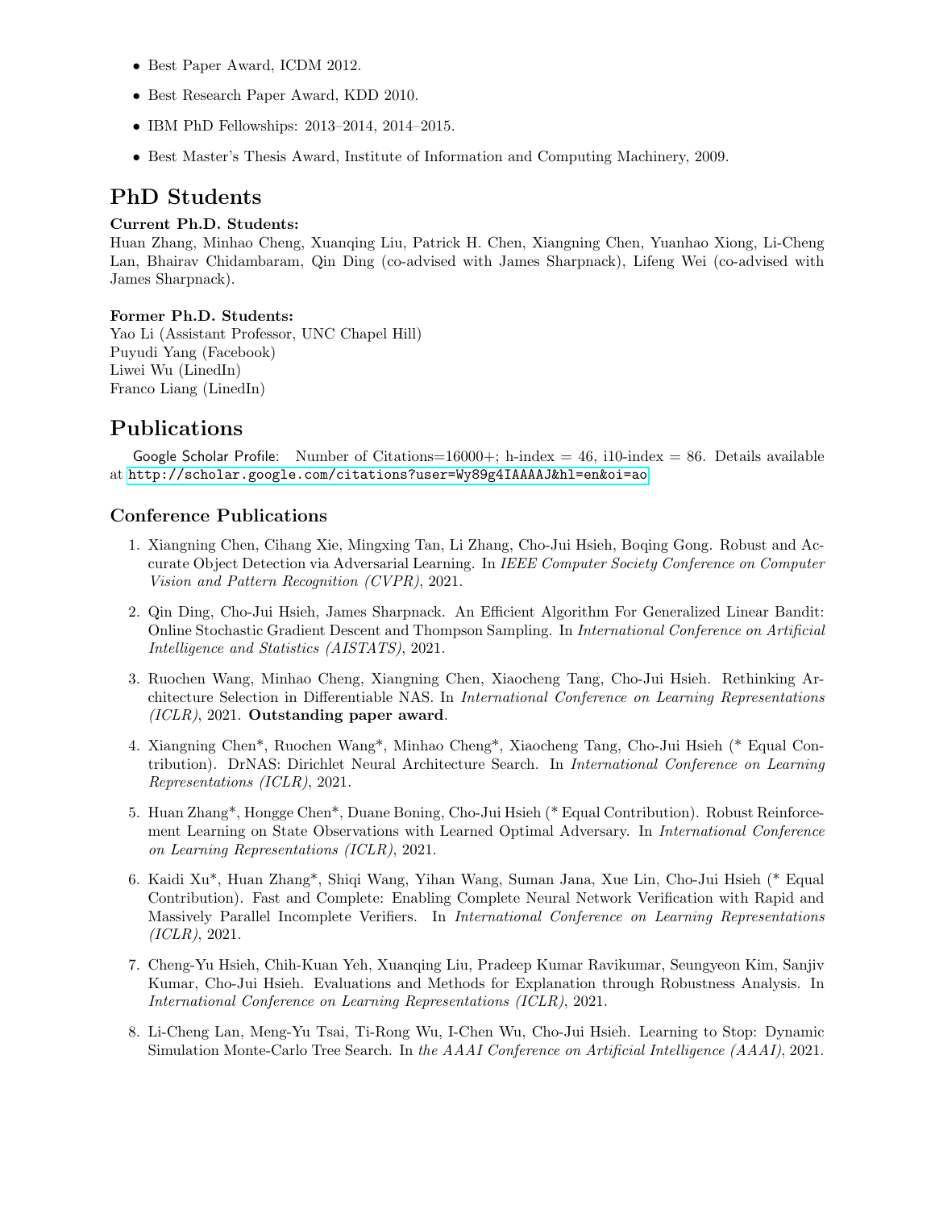- Best Paper Award, ICDM 2012.
- Best Research Paper Award, KDD 2010.
- IBM PhD Fellowships: 2013–2014, 2014–2015.
- Best Master's Thesis Award, Institute of Information and Computing Machinery, 2009.

# PhD Students

**Current Ph.D. Students:**
Huan Zhang, Minhao Cheng, Xuanqing Liu, Patrick H. Chen, Xiangning Chen, Yuanhao Xiong, Li-Cheng Lan, Bhairav Chidambaram, Qin Ding (co-advised with James Sharpnack), Lifeng Wei (co-advised with James Sharpnack).

**Former Ph.D. Students:**
Yao Li (Assistant Professor, UNC Chapel Hill)
Puyudi Yang (Facebook)
Liwei Wu (LinedIn)
Franco Liang (LinedIn)

# Publications

Google Scholar Profile: Number of Citations=16000+; h-index = 46, i10-index = 86. Details available at http://scholar.google.com/citations?user=Wy89g4IAAAAJ&hl=en&oi=ao

## Conference Publications

1. Xiangning Chen, Cihang Xie, Mingxing Tan, Li Zhang, Cho-Jui Hsieh, Boqing Gong. Robust and Accurate Object Detection via Adversarial Learning. In *IEEE Computer Society Conference on Computer Vision and Pattern Recognition (CVPR)*, 2021.

2. Qin Ding, Cho-Jui Hsieh, James Sharpnack. An Efficient Algorithm For Generalized Linear Bandit: Online Stochastic Gradient Descent and Thompson Sampling. In *International Conference on Artificial Intelligence and Statistics (AISTATS)*, 2021.

3. Ruochen Wang, Minhao Cheng, Xiangning Chen, Xiaocheng Tang, Cho-Jui Hsieh. Rethinking Architecture Selection in Differentiable NAS. In *International Conference on Learning Representations (ICLR)*, 2021. **Outstanding paper award**.

4. Xiangning Chen*, Ruochen Wang*, Minhao Cheng*, Xiaocheng Tang, Cho-Jui Hsieh (* Equal Contribution). DrNAS: Dirichlet Neural Architecture Search. In *International Conference on Learning Representations (ICLR)*, 2021.

5. Huan Zhang*, Hongge Chen*, Duane Boning, Cho-Jui Hsieh (* Equal Contribution). Robust Reinforcement Learning on State Observations with Learned Optimal Adversary. In *International Conference on Learning Representations (ICLR)*, 2021.

6. Kaidi Xu*, Huan Zhang*, Shiqi Wang, Yihan Wang, Suman Jana, Xue Lin, Cho-Jui Hsieh (* Equal Contribution). Fast and Complete: Enabling Complete Neural Network Verification with Rapid and Massively Parallel Incomplete Verifiers. In *International Conference on Learning Representations (ICLR)*, 2021.

7. Cheng-Yu Hsieh, Chih-Kuan Yeh, Xuanqing Liu, Pradeep Kumar Ravikumar, Seungyeon Kim, Sanjiv Kumar, Cho-Jui Hsieh. Evaluations and Methods for Explanation through Robustness Analysis. In *International Conference on Learning Representations (ICLR)*, 2021.

8. Li-Cheng Lan, Meng-Yu Tsai, Ti-Rong Wu, I-Chen Wu, Cho-Jui Hsieh. Learning to Stop: Dynamic Simulation Monte-Carlo Tree Search. In *the AAAI Conference on Artificial Intelligence (AAAI)*, 2021.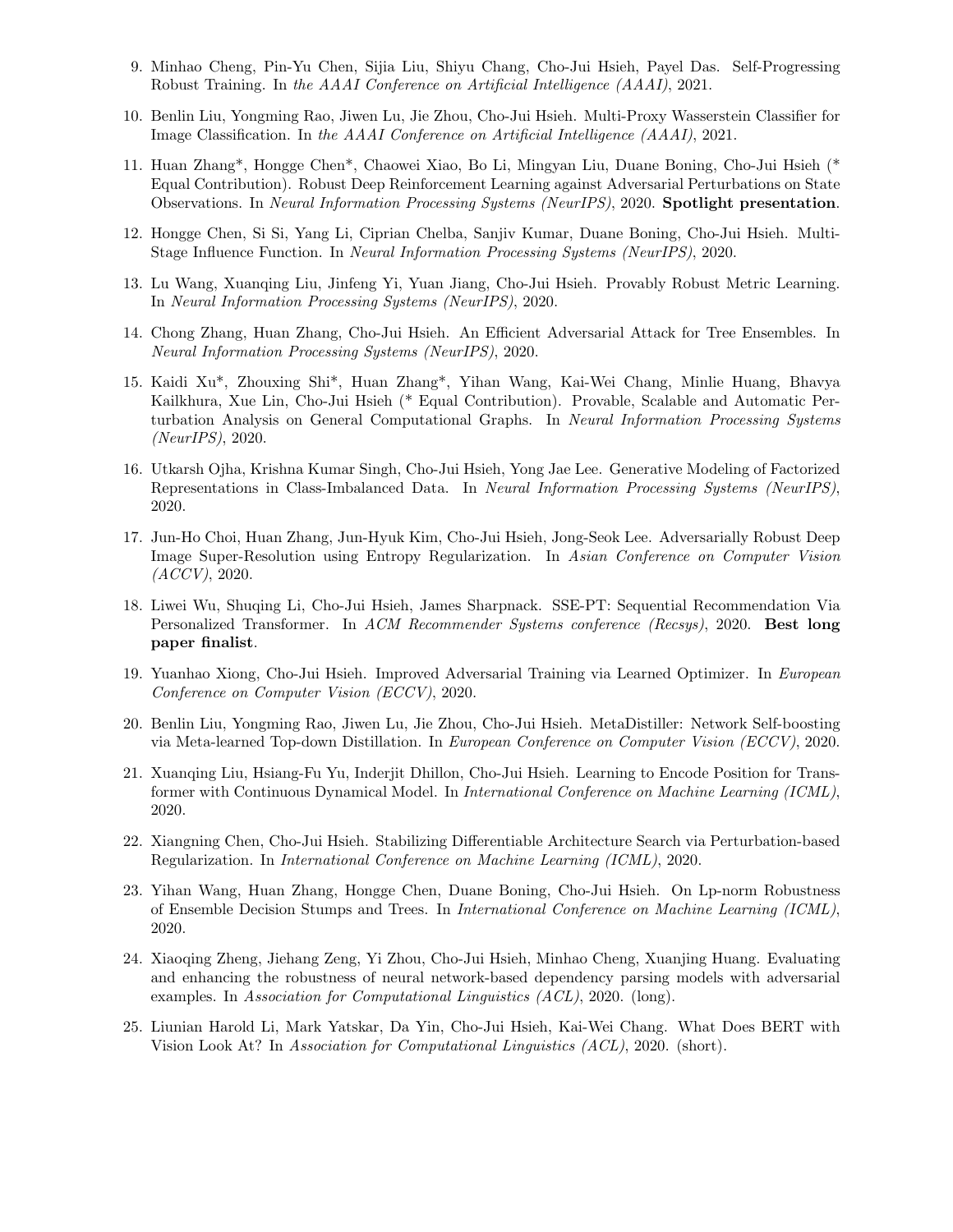9. Minhao Cheng, Pin-Yu Chen, Sijia Liu, Shiyu Chang, Cho-Jui Hsieh, Payel Das. Self-Progressing Robust Training. In *the AAAI Conference on Artificial Intelligence (AAAI)*, 2021.

10. Benlin Liu, Yongming Rao, Jiwen Lu, Jie Zhou, Cho-Jui Hsieh. Multi-Proxy Wasserstein Classifier for Image Classification. In *the AAAI Conference on Artificial Intelligence (AAAI)*, 2021.

11. Huan Zhang*, Hongge Chen*, Chaowei Xiao, Bo Li, Mingyan Liu, Duane Boning, Cho-Jui Hsieh (* Equal Contribution). Robust Deep Reinforcement Learning against Adversarial Perturbations on State Observations. In *Neural Information Processing Systems (NeurIPS)*, 2020. **Spotlight presentation**.

12. Hongge Chen, Si Si, Yang Li, Ciprian Chelba, Sanjiv Kumar, Duane Boning, Cho-Jui Hsieh. Multi-Stage Influence Function. In *Neural Information Processing Systems (NeurIPS)*, 2020.

13. Lu Wang, Xuanqing Liu, Jinfeng Yi, Yuan Jiang, Cho-Jui Hsieh. Provably Robust Metric Learning. In *Neural Information Processing Systems (NeurIPS)*, 2020.

14. Chong Zhang, Huan Zhang, Cho-Jui Hsieh. An Efficient Adversarial Attack for Tree Ensembles. In *Neural Information Processing Systems (NeurIPS)*, 2020.

15. Kaidi Xu*, Zhouxing Shi*, Huan Zhang*, Yihan Wang, Kai-Wei Chang, Minlie Huang, Bhavya Kailkhura, Xue Lin, Cho-Jui Hsieh (* Equal Contribution). Provable, Scalable and Automatic Perturbation Analysis on General Computational Graphs. In *Neural Information Processing Systems (NeurIPS)*, 2020.

16. Utkarsh Ojha, Krishna Kumar Singh, Cho-Jui Hsieh, Yong Jae Lee. Generative Modeling of Factorized Representations in Class-Imbalanced Data. In *Neural Information Processing Systems (NeurIPS)*, 2020.

17. Jun-Ho Choi, Huan Zhang, Jun-Hyuk Kim, Cho-Jui Hsieh, Jong-Seok Lee. Adversarially Robust Deep Image Super-Resolution using Entropy Regularization. In *Asian Conference on Computer Vision (ACCV)*, 2020.

18. Liwei Wu, Shuqing Li, Cho-Jui Hsieh, James Sharpnack. SSE-PT: Sequential Recommendation Via Personalized Transformer. In *ACM Recommender Systems conference (Recsys)*, 2020. **Best long paper finalist**.

19. Yuanhao Xiong, Cho-Jui Hsieh. Improved Adversarial Training via Learned Optimizer. In *European Conference on Computer Vision (ECCV)*, 2020.

20. Benlin Liu, Yongming Rao, Jiwen Lu, Jie Zhou, Cho-Jui Hsieh. MetaDistiller: Network Self-boosting via Meta-learned Top-down Distillation. In *European Conference on Computer Vision (ECCV)*, 2020.

21. Xuanqing Liu, Hsiang-Fu Yu, Inderjit Dhillon, Cho-Jui Hsieh. Learning to Encode Position for Transformer with Continuous Dynamical Model. In *International Conference on Machine Learning (ICML)*, 2020.

22. Xiangning Chen, Cho-Jui Hsieh. Stabilizing Differentiable Architecture Search via Perturbation-based Regularization. In *International Conference on Machine Learning (ICML)*, 2020.

23. Yihan Wang, Huan Zhang, Hongge Chen, Duane Boning, Cho-Jui Hsieh. On Lp-norm Robustness of Ensemble Decision Stumps and Trees. In *International Conference on Machine Learning (ICML)*, 2020.

24. Xiaoqing Zheng, Jiehang Zeng, Yi Zhou, Cho-Jui Hsieh, Minhao Cheng, Xuanjing Huang. Evaluating and enhancing the robustness of neural network-based dependency parsing models with adversarial examples. In *Association for Computational Linguistics (ACL)*, 2020. (long).

25. Liunian Harold Li, Mark Yatskar, Da Yin, Cho-Jui Hsieh, Kai-Wei Chang. What Does BERT with Vision Look At? In *Association for Computational Linguistics (ACL)*, 2020. (short).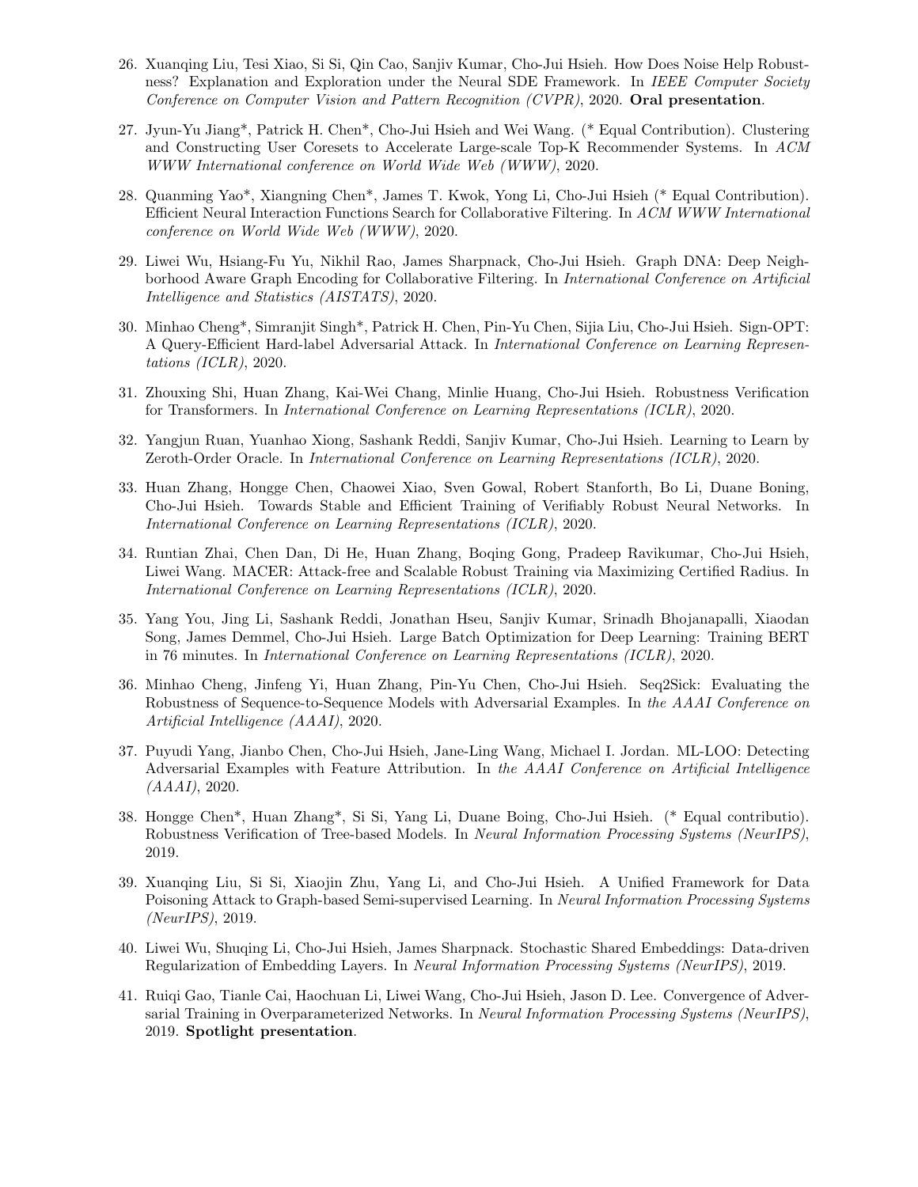26. Xuanqing Liu, Tesi Xiao, Si Si, Qin Cao, Sanjiv Kumar, Cho-Jui Hsieh. How Does Noise Help Robustness? Explanation and Exploration under the Neural SDE Framework. In *IEEE Computer Society Conference on Computer Vision and Pattern Recognition (CVPR)*, 2020. **Oral presentation**.

27. Jyun-Yu Jiang*, Patrick H. Chen*, Cho-Jui Hsieh and Wei Wang. (* Equal Contribution). Clustering and Constructing User Coresets to Accelerate Large-scale Top-K Recommender Systems. In *ACM WWW International conference on World Wide Web (WWW)*, 2020.

28. Quanming Yao*, Xiangning Chen*, James T. Kwok, Yong Li, Cho-Jui Hsieh (* Equal Contribution). Efficient Neural Interaction Functions Search for Collaborative Filtering. In *ACM WWW International conference on World Wide Web (WWW)*, 2020.

29. Liwei Wu, Hsiang-Fu Yu, Nikhil Rao, James Sharpnack, Cho-Jui Hsieh. Graph DNA: Deep Neighborhood Aware Graph Encoding for Collaborative Filtering. In *International Conference on Artificial Intelligence and Statistics (AISTATS)*, 2020.

30. Minhao Cheng*, Simranjit Singh*, Patrick H. Chen, Pin-Yu Chen, Sijia Liu, Cho-Jui Hsieh. Sign-OPT: A Query-Efficient Hard-label Adversarial Attack. In *International Conference on Learning Representations (ICLR)*, 2020.

31. Zhouxing Shi, Huan Zhang, Kai-Wei Chang, Minlie Huang, Cho-Jui Hsieh. Robustness Verification for Transformers. In *International Conference on Learning Representations (ICLR)*, 2020.

32. Yangjun Ruan, Yuanhao Xiong, Sashank Reddi, Sanjiv Kumar, Cho-Jui Hsieh. Learning to Learn by Zeroth-Order Oracle. In *International Conference on Learning Representations (ICLR)*, 2020.

33. Huan Zhang, Hongge Chen, Chaowei Xiao, Sven Gowal, Robert Stanforth, Bo Li, Duane Boning, Cho-Jui Hsieh. Towards Stable and Efficient Training of Verifiably Robust Neural Networks. In *International Conference on Learning Representations (ICLR)*, 2020.

34. Runtian Zhai, Chen Dan, Di He, Huan Zhang, Boqing Gong, Pradeep Ravikumar, Cho-Jui Hsieh, Liwei Wang. MACER: Attack-free and Scalable Robust Training via Maximizing Certified Radius. In *International Conference on Learning Representations (ICLR)*, 2020.

35. Yang You, Jing Li, Sashank Reddi, Jonathan Hseu, Sanjiv Kumar, Srinadh Bhojanapalli, Xiaodan Song, James Demmel, Cho-Jui Hsieh. Large Batch Optimization for Deep Learning: Training BERT in 76 minutes. In *International Conference on Learning Representations (ICLR)*, 2020.

36. Minhao Cheng, Jinfeng Yi, Huan Zhang, Pin-Yu Chen, Cho-Jui Hsieh. Seq2Sick: Evaluating the Robustness of Sequence-to-Sequence Models with Adversarial Examples. In *the AAAI Conference on Artificial Intelligence (AAAI)*, 2020.

37. Puyudi Yang, Jianbo Chen, Cho-Jui Hsieh, Jane-Ling Wang, Michael I. Jordan. ML-LOO: Detecting Adversarial Examples with Feature Attribution. In *the AAAI Conference on Artificial Intelligence (AAAI)*, 2020.

38. Hongge Chen*, Huan Zhang*, Si Si, Yang Li, Duane Boing, Cho-Jui Hsieh. (* Equal contributio). Robustness Verification of Tree-based Models. In *Neural Information Processing Systems (NeurIPS)*, 2019.

39. Xuanqing Liu, Si Si, Xiaojin Zhu, Yang Li, and Cho-Jui Hsieh. A Unified Framework for Data Poisoning Attack to Graph-based Semi-supervised Learning. In *Neural Information Processing Systems (NeurIPS)*, 2019.

40. Liwei Wu, Shuqing Li, Cho-Jui Hsieh, James Sharpnack. Stochastic Shared Embeddings: Data-driven Regularization of Embedding Layers. In *Neural Information Processing Systems (NeurIPS)*, 2019.

41. Ruiqi Gao, Tianle Cai, Haochuan Li, Liwei Wang, Cho-Jui Hsieh, Jason D. Lee. Convergence of Adversarial Training in Overparameterized Networks. In *Neural Information Processing Systems (NeurIPS)*, 2019. **Spotlight presentation**.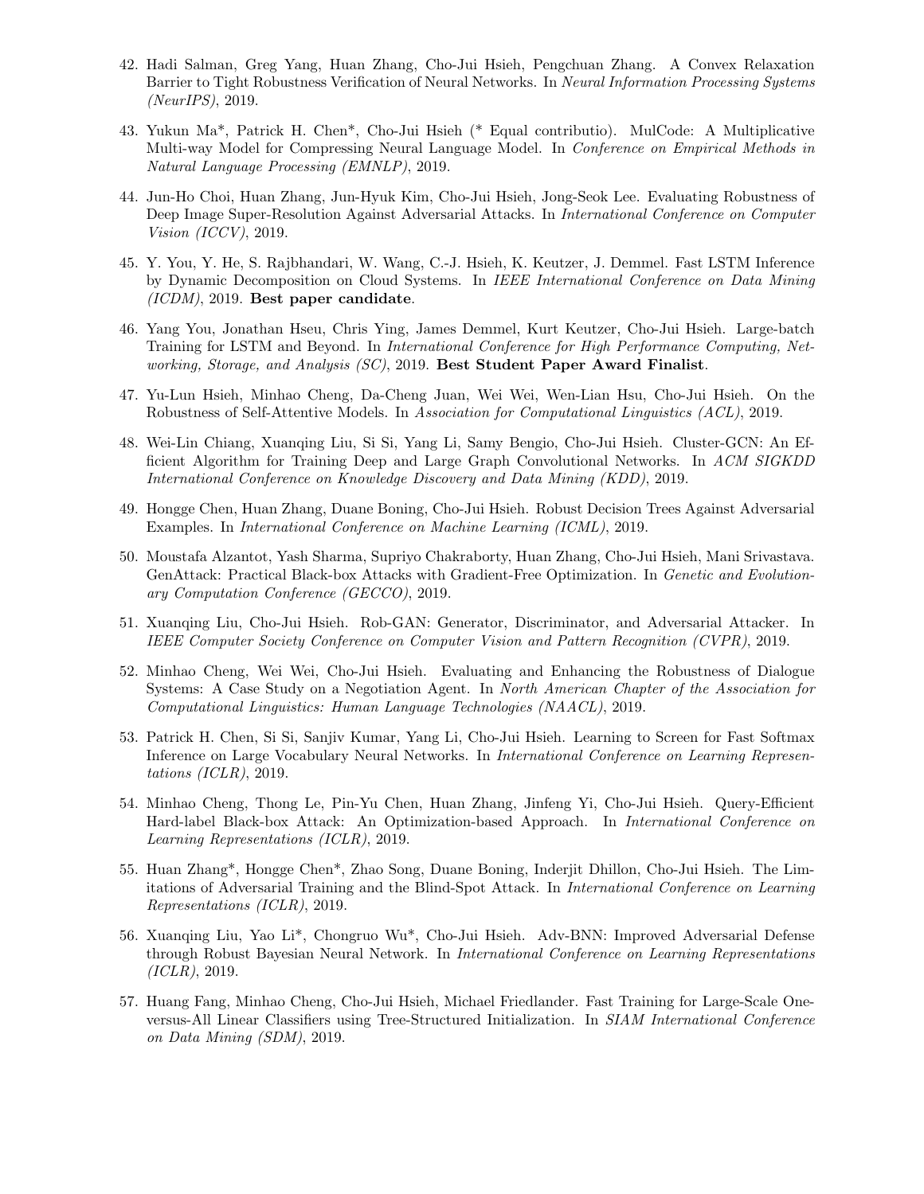42. Hadi Salman, Greg Yang, Huan Zhang, Cho-Jui Hsieh, Pengchuan Zhang. A Convex Relaxation Barrier to Tight Robustness Verification of Neural Networks. In *Neural Information Processing Systems (NeurIPS)*, 2019.

43. Yukun Ma*, Patrick H. Chen*, Cho-Jui Hsieh (* Equal contributio). MulCode: A Multiplicative Multi-way Model for Compressing Neural Language Model. In *Conference on Empirical Methods in Natural Language Processing (EMNLP)*, 2019.

44. Jun-Ho Choi, Huan Zhang, Jun-Hyuk Kim, Cho-Jui Hsieh, Jong-Seok Lee. Evaluating Robustness of Deep Image Super-Resolution Against Adversarial Attacks. In *International Conference on Computer Vision (ICCV)*, 2019.

45. Y. You, Y. He, S. Rajbhandari, W. Wang, C.-J. Hsieh, K. Keutzer, J. Demmel. Fast LSTM Inference by Dynamic Decomposition on Cloud Systems. In *IEEE International Conference on Data Mining (ICDM)*, 2019. **Best paper candidate**.

46. Yang You, Jonathan Hseu, Chris Ying, James Demmel, Kurt Keutzer, Cho-Jui Hsieh. Large-batch Training for LSTM and Beyond. In *International Conference for High Performance Computing, Networking, Storage, and Analysis (SC)*, 2019. **Best Student Paper Award Finalist**.

47. Yu-Lun Hsieh, Minhao Cheng, Da-Cheng Juan, Wei Wei, Wen-Lian Hsu, Cho-Jui Hsieh. On the Robustness of Self-Attentive Models. In *Association for Computational Linguistics (ACL)*, 2019.

48. Wei-Lin Chiang, Xuanqing Liu, Si Si, Yang Li, Samy Bengio, Cho-Jui Hsieh. Cluster-GCN: An Efficient Algorithm for Training Deep and Large Graph Convolutional Networks. In *ACM SIGKDD International Conference on Knowledge Discovery and Data Mining (KDD)*, 2019.

49. Hongge Chen, Huan Zhang, Duane Boning, Cho-Jui Hsieh. Robust Decision Trees Against Adversarial Examples. In *International Conference on Machine Learning (ICML)*, 2019.

50. Moustafa Alzantot, Yash Sharma, Supriyo Chakraborty, Huan Zhang, Cho-Jui Hsieh, Mani Srivastava. GenAttack: Practical Black-box Attacks with Gradient-Free Optimization. In *Genetic and Evolutionary Computation Conference (GECCO)*, 2019.

51. Xuanqing Liu, Cho-Jui Hsieh. Rob-GAN: Generator, Discriminator, and Adversarial Attacker. In *IEEE Computer Society Conference on Computer Vision and Pattern Recognition (CVPR)*, 2019.

52. Minhao Cheng, Wei Wei, Cho-Jui Hsieh. Evaluating and Enhancing the Robustness of Dialogue Systems: A Case Study on a Negotiation Agent. In *North American Chapter of the Association for Computational Linguistics: Human Language Technologies (NAACL)*, 2019.

53. Patrick H. Chen, Si Si, Sanjiv Kumar, Yang Li, Cho-Jui Hsieh. Learning to Screen for Fast Softmax Inference on Large Vocabulary Neural Networks. In *International Conference on Learning Representations (ICLR)*, 2019.

54. Minhao Cheng, Thong Le, Pin-Yu Chen, Huan Zhang, Jinfeng Yi, Cho-Jui Hsieh. Query-Efficient Hard-label Black-box Attack: An Optimization-based Approach. In *International Conference on Learning Representations (ICLR)*, 2019.

55. Huan Zhang*, Hongge Chen*, Zhao Song, Duane Boning, Inderjit Dhillon, Cho-Jui Hsieh. The Limitations of Adversarial Training and the Blind-Spot Attack. In *International Conference on Learning Representations (ICLR)*, 2019.

56. Xuanqing Liu, Yao Li*, Chongruo Wu*, Cho-Jui Hsieh. Adv-BNN: Improved Adversarial Defense through Robust Bayesian Neural Network. In *International Conference on Learning Representations (ICLR)*, 2019.

57. Huang Fang, Minhao Cheng, Cho-Jui Hsieh, Michael Friedlander. Fast Training for Large-Scale One-versus-All Linear Classifiers using Tree-Structured Initialization. In *SIAM International Conference on Data Mining (SDM)*, 2019.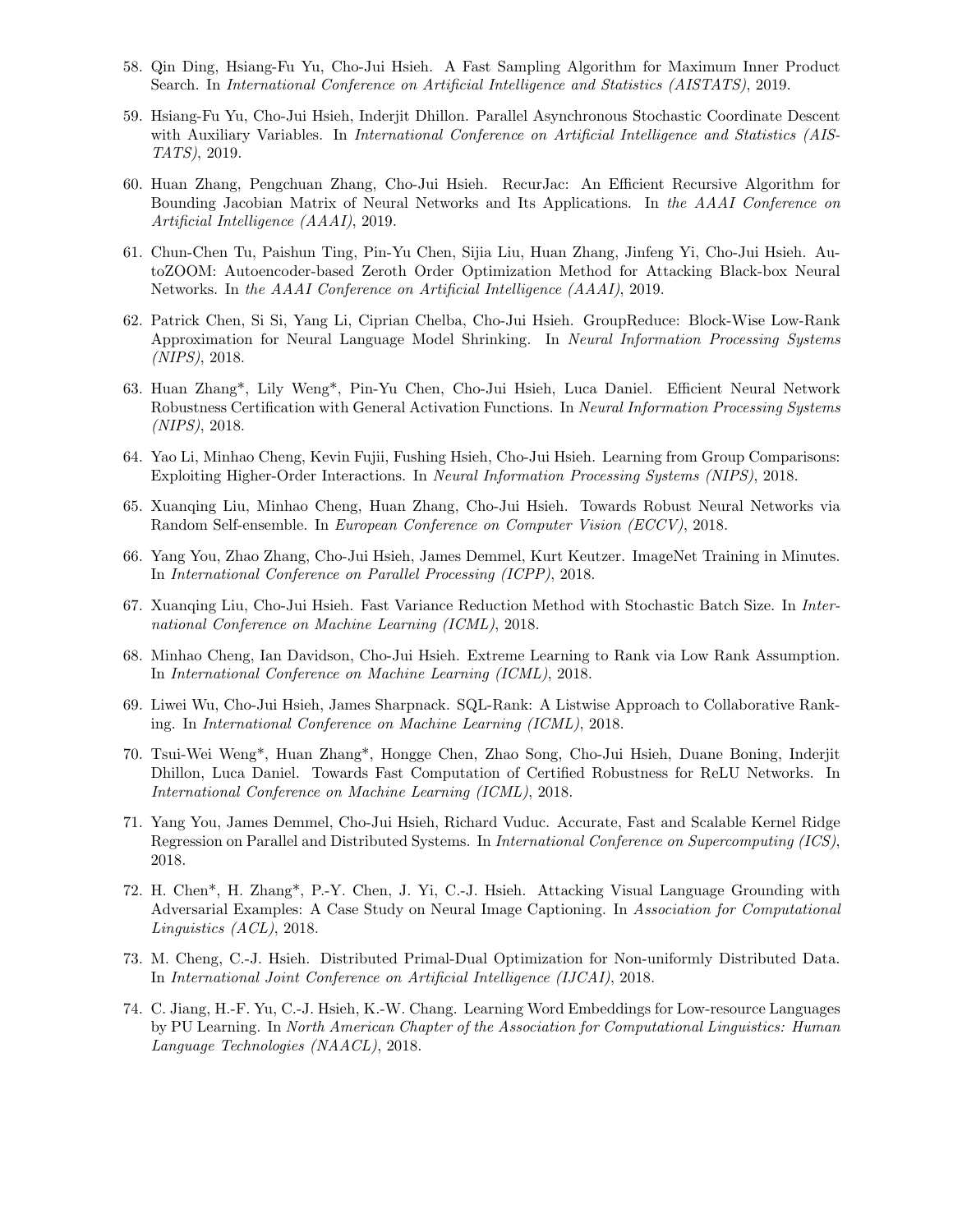58. Qin Ding, Hsiang-Fu Yu, Cho-Jui Hsieh. A Fast Sampling Algorithm for Maximum Inner Product Search. In *International Conference on Artificial Intelligence and Statistics (AISTATS)*, 2019.

59. Hsiang-Fu Yu, Cho-Jui Hsieh, Inderjit Dhillon. Parallel Asynchronous Stochastic Coordinate Descent with Auxiliary Variables. In *International Conference on Artificial Intelligence and Statistics (AISTATS)*, 2019.

60. Huan Zhang, Pengchuan Zhang, Cho-Jui Hsieh. RecurJac: An Efficient Recursive Algorithm for Bounding Jacobian Matrix of Neural Networks and Its Applications. In *the AAAI Conference on Artificial Intelligence (AAAI)*, 2019.

61. Chun-Chen Tu, Paishun Ting, Pin-Yu Chen, Sijia Liu, Huan Zhang, Jinfeng Yi, Cho-Jui Hsieh. AutoZOOM: Autoencoder-based Zeroth Order Optimization Method for Attacking Black-box Neural Networks. In *the AAAI Conference on Artificial Intelligence (AAAI)*, 2019.

62. Patrick Chen, Si Si, Yang Li, Ciprian Chelba, Cho-Jui Hsieh. GroupReduce: Block-Wise Low-Rank Approximation for Neural Language Model Shrinking. In *Neural Information Processing Systems (NIPS)*, 2018.

63. Huan Zhang*, Lily Weng*, Pin-Yu Chen, Cho-Jui Hsieh, Luca Daniel. Efficient Neural Network Robustness Certification with General Activation Functions. In *Neural Information Processing Systems (NIPS)*, 2018.

64. Yao Li, Minhao Cheng, Kevin Fujii, Fushing Hsieh, Cho-Jui Hsieh. Learning from Group Comparisons: Exploiting Higher-Order Interactions. In *Neural Information Processing Systems (NIPS)*, 2018.

65. Xuanqing Liu, Minhao Cheng, Huan Zhang, Cho-Jui Hsieh. Towards Robust Neural Networks via Random Self-ensemble. In *European Conference on Computer Vision (ECCV)*, 2018.

66. Yang You, Zhao Zhang, Cho-Jui Hsieh, James Demmel, Kurt Keutzer. ImageNet Training in Minutes. In *International Conference on Parallel Processing (ICPP)*, 2018.

67. Xuanqing Liu, Cho-Jui Hsieh. Fast Variance Reduction Method with Stochastic Batch Size. In *International Conference on Machine Learning (ICML)*, 2018.

68. Minhao Cheng, Ian Davidson, Cho-Jui Hsieh. Extreme Learning to Rank via Low Rank Assumption. In *International Conference on Machine Learning (ICML)*, 2018.

69. Liwei Wu, Cho-Jui Hsieh, James Sharpnack. SQL-Rank: A Listwise Approach to Collaborative Ranking. In *International Conference on Machine Learning (ICML)*, 2018.

70. Tsui-Wei Weng*, Huan Zhang*, Hongge Chen, Zhao Song, Cho-Jui Hsieh, Duane Boning, Inderjit Dhillon, Luca Daniel. Towards Fast Computation of Certified Robustness for ReLU Networks. In *International Conference on Machine Learning (ICML)*, 2018.

71. Yang You, James Demmel, Cho-Jui Hsieh, Richard Vuduc. Accurate, Fast and Scalable Kernel Ridge Regression on Parallel and Distributed Systems. In *International Conference on Supercomputing (ICS)*, 2018.

72. H. Chen*, H. Zhang*, P.-Y. Chen, J. Yi, C.-J. Hsieh. Attacking Visual Language Grounding with Adversarial Examples: A Case Study on Neural Image Captioning. In *Association for Computational Linguistics (ACL)*, 2018.

73. M. Cheng, C.-J. Hsieh. Distributed Primal-Dual Optimization for Non-uniformly Distributed Data. In *International Joint Conference on Artificial Intelligence (IJCAI)*, 2018.

74. C. Jiang, H.-F. Yu, C.-J. Hsieh, K.-W. Chang. Learning Word Embeddings for Low-resource Languages by PU Learning. In *North American Chapter of the Association for Computational Linguistics: Human Language Technologies (NAACL)*, 2018.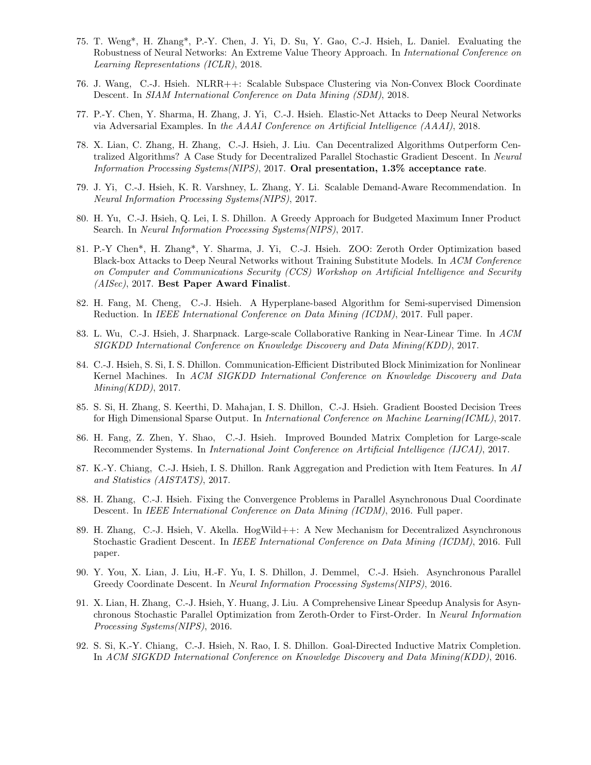75. T. Weng*, H. Zhang*, P.-Y. Chen, J. Yi, D. Su, Y. Gao, C.-J. Hsieh, L. Daniel. Evaluating the Robustness of Neural Networks: An Extreme Value Theory Approach. In *International Conference on Learning Representations (ICLR)*, 2018.

76. J. Wang, C.-J. Hsieh. NLRR++: Scalable Subspace Clustering via Non-Convex Block Coordinate Descent. In *SIAM International Conference on Data Mining (SDM)*, 2018.

77. P.-Y. Chen, Y. Sharma, H. Zhang, J. Yi, C.-J. Hsieh. Elastic-Net Attacks to Deep Neural Networks via Adversarial Examples. In *the AAAI Conference on Artificial Intelligence (AAAI)*, 2018.

78. X. Lian, C. Zhang, H. Zhang, C.-J. Hsieh, J. Liu. Can Decentralized Algorithms Outperform Centralized Algorithms? A Case Study for Decentralized Parallel Stochastic Gradient Descent. In *Neural Information Processing Systems(NIPS)*, 2017. **Oral presentation, 1.3% acceptance rate**.

79. J. Yi, C.-J. Hsieh, K. R. Varshney, L. Zhang, Y. Li. Scalable Demand-Aware Recommendation. In *Neural Information Processing Systems(NIPS)*, 2017.

80. H. Yu, C.-J. Hsieh, Q. Lei, I. S. Dhillon. A Greedy Approach for Budgeted Maximum Inner Product Search. In *Neural Information Processing Systems(NIPS)*, 2017.

81. P.-Y Chen*, H. Zhang*, Y. Sharma, J. Yi, C.-J. Hsieh. ZOO: Zeroth Order Optimization based Black-box Attacks to Deep Neural Networks without Training Substitute Models. In *ACM Conference on Computer and Communications Security (CCS) Workshop on Artificial Intelligence and Security (AISec)*, 2017. **Best Paper Award Finalist**.

82. H. Fang, M. Cheng, C.-J. Hsieh. A Hyperplane-based Algorithm for Semi-supervised Dimension Reduction. In *IEEE International Conference on Data Mining (ICDM)*, 2017. Full paper.

83. L. Wu, C.-J. Hsieh, J. Sharpnack. Large-scale Collaborative Ranking in Near-Linear Time. In *ACM SIGKDD International Conference on Knowledge Discovery and Data Mining(KDD)*, 2017.

84. C.-J. Hsieh, S. Si, I. S. Dhillon. Communication-Efficient Distributed Block Minimization for Nonlinear Kernel Machines. In *ACM SIGKDD International Conference on Knowledge Discovery and Data Mining(KDD)*, 2017.

85. S. Si, H. Zhang, S. Keerthi, D. Mahajan, I. S. Dhillon, C.-J. Hsieh. Gradient Boosted Decision Trees for High Dimensional Sparse Output. In *International Conference on Machine Learning(ICML)*, 2017.

86. H. Fang, Z. Zhen, Y. Shao, C.-J. Hsieh. Improved Bounded Matrix Completion for Large-scale Recommender Systems. In *International Joint Conference on Artificial Intelligence (IJCAI)*, 2017.

87. K.-Y. Chiang, C.-J. Hsieh, I. S. Dhillon. Rank Aggregation and Prediction with Item Features. In *AI and Statistics (AISTATS)*, 2017.

88. H. Zhang, C.-J. Hsieh. Fixing the Convergence Problems in Parallel Asynchronous Dual Coordinate Descent. In *IEEE International Conference on Data Mining (ICDM)*, 2016. Full paper.

89. H. Zhang, C.-J. Hsieh, V. Akella. HogWild++: A New Mechanism for Decentralized Asynchronous Stochastic Gradient Descent. In *IEEE International Conference on Data Mining (ICDM)*, 2016. Full paper.

90. Y. You, X. Lian, J. Liu, H.-F. Yu, I. S. Dhillon, J. Demmel, C.-J. Hsieh. Asynchronous Parallel Greedy Coordinate Descent. In *Neural Information Processing Systems(NIPS)*, 2016.

91. X. Lian, H. Zhang, C.-J. Hsieh, Y. Huang, J. Liu. A Comprehensive Linear Speedup Analysis for Asynchronous Stochastic Parallel Optimization from Zeroth-Order to First-Order. In *Neural Information Processing Systems(NIPS)*, 2016.

92. S. Si, K.-Y. Chiang, C.-J. Hsieh, N. Rao, I. S. Dhillon. Goal-Directed Inductive Matrix Completion. In *ACM SIGKDD International Conference on Knowledge Discovery and Data Mining(KDD)*, 2016.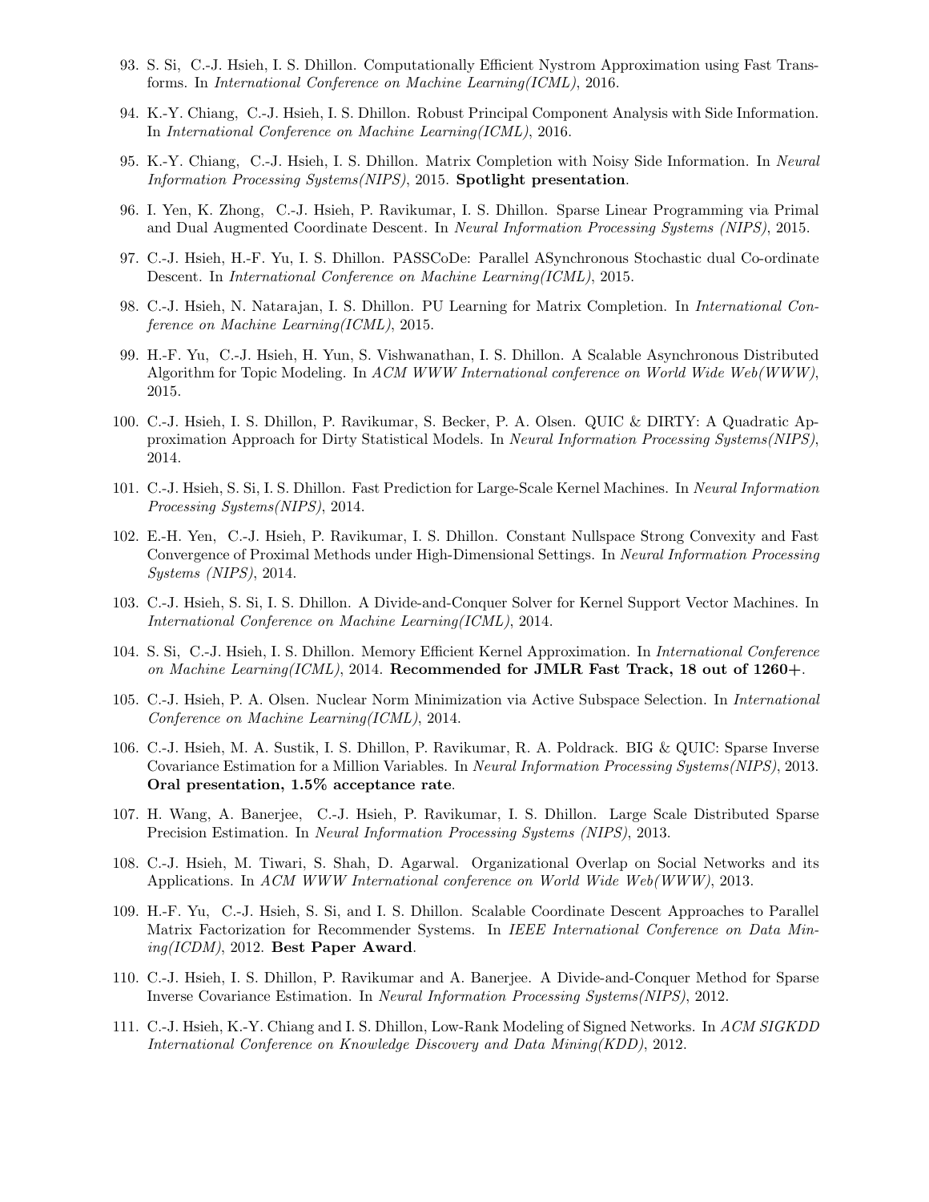93. S. Si, C.-J. Hsieh, I. S. Dhillon. Computationally Efficient Nystrom Approximation using Fast Transforms. In *International Conference on Machine Learning(ICML)*, 2016.

94. K.-Y. Chiang, C.-J. Hsieh, I. S. Dhillon. Robust Principal Component Analysis with Side Information. In *International Conference on Machine Learning(ICML)*, 2016.

95. K.-Y. Chiang, C.-J. Hsieh, I. S. Dhillon. Matrix Completion with Noisy Side Information. In *Neural Information Processing Systems(NIPS)*, 2015. **Spotlight presentation**.

96. I. Yen, K. Zhong, C.-J. Hsieh, P. Ravikumar, I. S. Dhillon. Sparse Linear Programming via Primal and Dual Augmented Coordinate Descent. In *Neural Information Processing Systems (NIPS)*, 2015.

97. C.-J. Hsieh, H.-F. Yu, I. S. Dhillon. PASSCoDe: Parallel ASynchronous Stochastic dual Co-ordinate Descent. In *International Conference on Machine Learning(ICML)*, 2015.

98. C.-J. Hsieh, N. Natarajan, I. S. Dhillon. PU Learning for Matrix Completion. In *International Conference on Machine Learning(ICML)*, 2015.

99. H.-F. Yu, C.-J. Hsieh, H. Yun, S. Vishwanathan, I. S. Dhillon. A Scalable Asynchronous Distributed Algorithm for Topic Modeling. In *ACM WWW International conference on World Wide Web(WWW)*, 2015.

100. C.-J. Hsieh, I. S. Dhillon, P. Ravikumar, S. Becker, P. A. Olsen. QUIC & DIRTY: A Quadratic Approximation Approach for Dirty Statistical Models. In *Neural Information Processing Systems(NIPS)*, 2014.

101. C.-J. Hsieh, S. Si, I. S. Dhillon. Fast Prediction for Large-Scale Kernel Machines. In *Neural Information Processing Systems(NIPS)*, 2014.

102. E.-H. Yen, C.-J. Hsieh, P. Ravikumar, I. S. Dhillon. Constant Nullspace Strong Convexity and Fast Convergence of Proximal Methods under High-Dimensional Settings. In *Neural Information Processing Systems (NIPS)*, 2014.

103. C.-J. Hsieh, S. Si, I. S. Dhillon. A Divide-and-Conquer Solver for Kernel Support Vector Machines. In *International Conference on Machine Learning(ICML)*, 2014.

104. S. Si, C.-J. Hsieh, I. S. Dhillon. Memory Efficient Kernel Approximation. In *International Conference on Machine Learning(ICML)*, 2014. **Recommended for JMLR Fast Track, 18 out of 1260+**.

105. C.-J. Hsieh, P. A. Olsen. Nuclear Norm Minimization via Active Subspace Selection. In *International Conference on Machine Learning(ICML)*, 2014.

106. C.-J. Hsieh, M. A. Sustik, I. S. Dhillon, P. Ravikumar, R. A. Poldrack. BIG & QUIC: Sparse Inverse Covariance Estimation for a Million Variables. In *Neural Information Processing Systems(NIPS)*, 2013. **Oral presentation, 1.5% acceptance rate**.

107. H. Wang, A. Banerjee, C.-J. Hsieh, P. Ravikumar, I. S. Dhillon. Large Scale Distributed Sparse Precision Estimation. In *Neural Information Processing Systems (NIPS)*, 2013.

108. C.-J. Hsieh, M. Tiwari, S. Shah, D. Agarwal. Organizational Overlap on Social Networks and its Applications. In *ACM WWW International conference on World Wide Web(WWW)*, 2013.

109. H.-F. Yu, C.-J. Hsieh, S. Si, and I. S. Dhillon. Scalable Coordinate Descent Approaches to Parallel Matrix Factorization for Recommender Systems. In *IEEE International Conference on Data Mining(ICDM)*, 2012. **Best Paper Award**.

110. C.-J. Hsieh, I. S. Dhillon, P. Ravikumar and A. Banerjee. A Divide-and-Conquer Method for Sparse Inverse Covariance Estimation. In *Neural Information Processing Systems(NIPS)*, 2012.

111. C.-J. Hsieh, K.-Y. Chiang and I. S. Dhillon, Low-Rank Modeling of Signed Networks. In *ACM SIGKDD International Conference on Knowledge Discovery and Data Mining(KDD)*, 2012.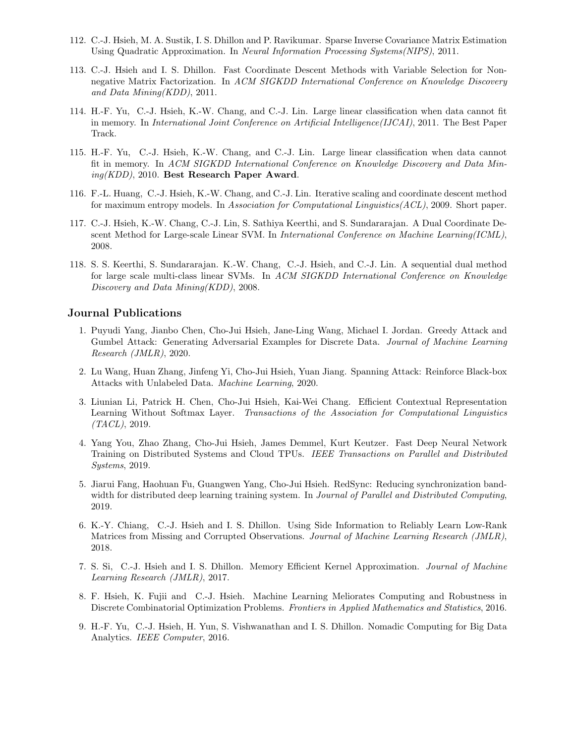112. C.-J. Hsieh, M. A. Sustik, I. S. Dhillon and P. Ravikumar. Sparse Inverse Covariance Matrix Estimation Using Quadratic Approximation. In *Neural Information Processing Systems(NIPS)*, 2011.

113. C.-J. Hsieh and I. S. Dhillon. Fast Coordinate Descent Methods with Variable Selection for Non-negative Matrix Factorization. In *ACM SIGKDD International Conference on Knowledge Discovery and Data Mining(KDD)*, 2011.

114. H.-F. Yu, C.-J. Hsieh, K.-W. Chang, and C.-J. Lin. Large linear classification when data cannot fit in memory. In *International Joint Conference on Artificial Intelligence(IJCAI)*, 2011. The Best Paper Track.

115. H.-F. Yu, C.-J. Hsieh, K.-W. Chang, and C.-J. Lin. Large linear classification when data cannot fit in memory. In *ACM SIGKDD International Conference on Knowledge Discovery and Data Mining(KDD)*, 2010. **Best Research Paper Award**.

116. F.-L. Huang, C.-J. Hsieh, K.-W. Chang, and C.-J. Lin. Iterative scaling and coordinate descent method for maximum entropy models. In *Association for Computational Linguistics(ACL)*, 2009. Short paper.

117. C.-J. Hsieh, K.-W. Chang, C.-J. Lin, S. Sathiya Keerthi, and S. Sundararajan. A Dual Coordinate Descent Method for Large-scale Linear SVM. In *International Conference on Machine Learning(ICML)*, 2008.

118. S. S. Keerthi, S. Sundararajan. K.-W. Chang, C.-J. Hsieh, and C.-J. Lin. A sequential dual method for large scale multi-class linear SVMs. In *ACM SIGKDD International Conference on Knowledge Discovery and Data Mining(KDD)*, 2008.

## Journal Publications

1. Puyudi Yang, Jianbo Chen, Cho-Jui Hsieh, Jane-Ling Wang, Michael I. Jordan. Greedy Attack and Gumbel Attack: Generating Adversarial Examples for Discrete Data. *Journal of Machine Learning Research (JMLR)*, 2020.

2. Lu Wang, Huan Zhang, Jinfeng Yi, Cho-Jui Hsieh, Yuan Jiang. Spanning Attack: Reinforce Black-box Attacks with Unlabeled Data. *Machine Learning*, 2020.

3. Liunian Li, Patrick H. Chen, Cho-Jui Hsieh, Kai-Wei Chang. Efficient Contextual Representation Learning Without Softmax Layer. *Transactions of the Association for Computational Linguistics (TACL)*, 2019.

4. Yang You, Zhao Zhang, Cho-Jui Hsieh, James Demmel, Kurt Keutzer. Fast Deep Neural Network Training on Distributed Systems and Cloud TPUs. *IEEE Transactions on Parallel and Distributed Systems*, 2019.

5. Jiarui Fang, Haohuan Fu, Guangwen Yang, Cho-Jui Hsieh. RedSync: Reducing synchronization bandwidth for distributed deep learning training system. In *Journal of Parallel and Distributed Computing*, 2019.

6. K.-Y. Chiang, C.-J. Hsieh and I. S. Dhillon. Using Side Information to Reliably Learn Low-Rank Matrices from Missing and Corrupted Observations. *Journal of Machine Learning Research (JMLR)*, 2018.

7. S. Si, C.-J. Hsieh and I. S. Dhillon. Memory Efficient Kernel Approximation. *Journal of Machine Learning Research (JMLR)*, 2017.

8. F. Hsieh, K. Fujii and C.-J. Hsieh. Machine Learning Meliorates Computing and Robustness in Discrete Combinatorial Optimization Problems. *Frontiers in Applied Mathematics and Statistics*, 2016.

9. H.-F. Yu, C.-J. Hsieh, H. Yun, S. Vishwanathan and I. S. Dhillon. Nomadic Computing for Big Data Analytics. *IEEE Computer*, 2016.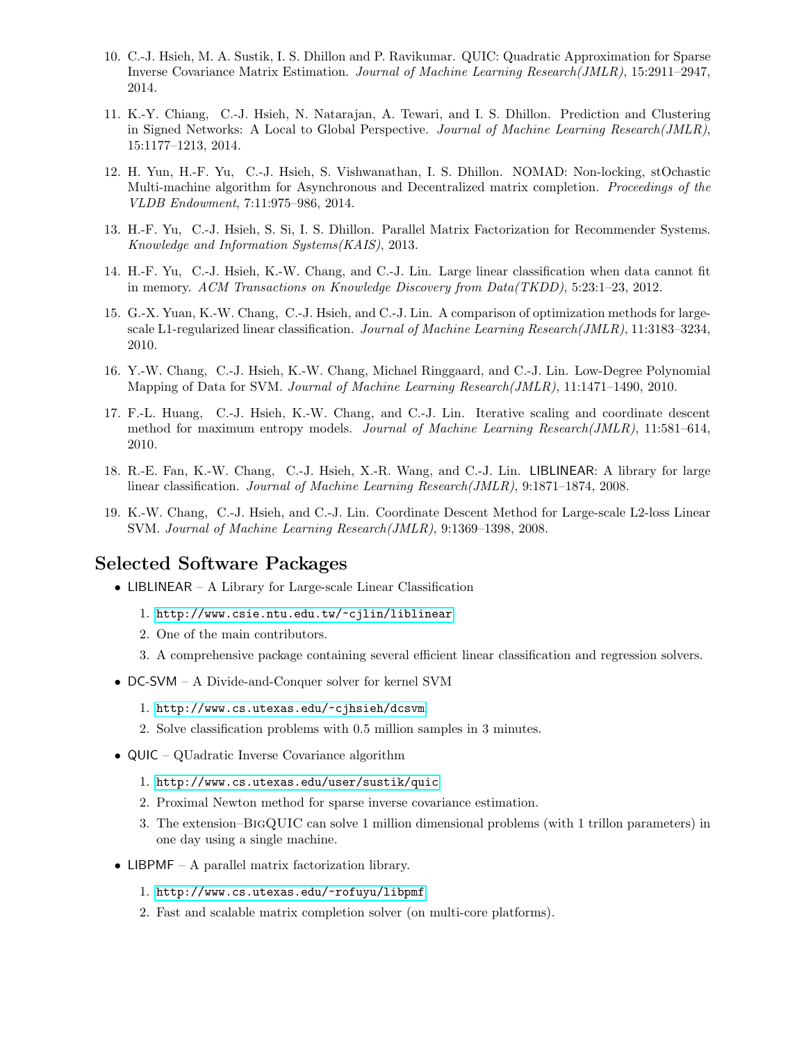10. C.-J. Hsieh, M. A. Sustik, I. S. Dhillon and P. Ravikumar. QUIC: Quadratic Approximation for Sparse Inverse Covariance Matrix Estimation. *Journal of Machine Learning Research(JMLR)*, 15:2911–2947, 2014.

11. K.-Y. Chiang, C.-J. Hsieh, N. Natarajan, A. Tewari, and I. S. Dhillon. Prediction and Clustering in Signed Networks: A Local to Global Perspective. *Journal of Machine Learning Research(JMLR)*, 15:1177–1213, 2014.

12. H. Yun, H.-F. Yu, C.-J. Hsieh, S. Vishwanathan, I. S. Dhillon. NOMAD: Non-locking, stOchastic Multi-machine algorithm for Asynchronous and Decentralized matrix completion. *Proceedings of the VLDB Endowment*, 7:11:975–986, 2014.

13. H.-F. Yu, C.-J. Hsieh, S. Si, I. S. Dhillon. Parallel Matrix Factorization for Recommender Systems. *Knowledge and Information Systems(KAIS)*, 2013.

14. H.-F. Yu, C.-J. Hsieh, K.-W. Chang, and C.-J. Lin. Large linear classification when data cannot fit in memory. *ACM Transactions on Knowledge Discovery from Data(TKDD)*, 5:23:1–23, 2012.

15. G.-X. Yuan, K.-W. Chang, C.-J. Hsieh, and C.-J. Lin. A comparison of optimization methods for large-scale L1-regularized linear classification. *Journal of Machine Learning Research(JMLR)*, 11:3183–3234, 2010.

16. Y.-W. Chang, C.-J. Hsieh, K.-W. Chang, Michael Ringgaard, and C.-J. Lin. Low-Degree Polynomial Mapping of Data for SVM. *Journal of Machine Learning Research(JMLR)*, 11:1471–1490, 2010.

17. F.-L. Huang, C.-J. Hsieh, K.-W. Chang, and C.-J. Lin. Iterative scaling and coordinate descent method for maximum entropy models. *Journal of Machine Learning Research(JMLR)*, 11:581–614, 2010.

18. R.-E. Fan, K.-W. Chang, C.-J. Hsieh, X.-R. Wang, and C.-J. Lin. LIBLINEAR: A library for large linear classification. *Journal of Machine Learning Research(JMLR)*, 9:1871–1874, 2008.

19. K.-W. Chang, C.-J. Hsieh, and C.-J. Lin. Coordinate Descent Method for Large-scale L2-loss Linear SVM. *Journal of Machine Learning Research(JMLR)*, 9:1369–1398, 2008.

## Selected Software Packages

- LIBLINEAR – A Library for Large-scale Linear Classification
  1. http://www.csie.ntu.edu.tw/~cjlin/liblinear
  2. One of the main contributors.
  3. A comprehensive package containing several efficient linear classification and regression solvers.
- DC-SVM – A Divide-and-Conquer solver for kernel SVM
  1. http://www.cs.utexas.edu/~cjhsieh/dcsvm
  2. Solve classification problems with 0.5 million samples in 3 minutes.
- QUIC – QUadratic Inverse Covariance algorithm
  1. http://www.cs.utexas.edu/user/sustik/quic
  2. Proximal Newton method for sparse inverse covariance estimation.
  3. The extension–BigQUIC can solve 1 million dimensional problems (with 1 trillon parameters) in one day using a single machine.
- LIBPMF – A parallel matrix factorization library.
  1. http://www.cs.utexas.edu/~rofuyu/libpmf
  2. Fast and scalable matrix completion solver (on multi-core platforms).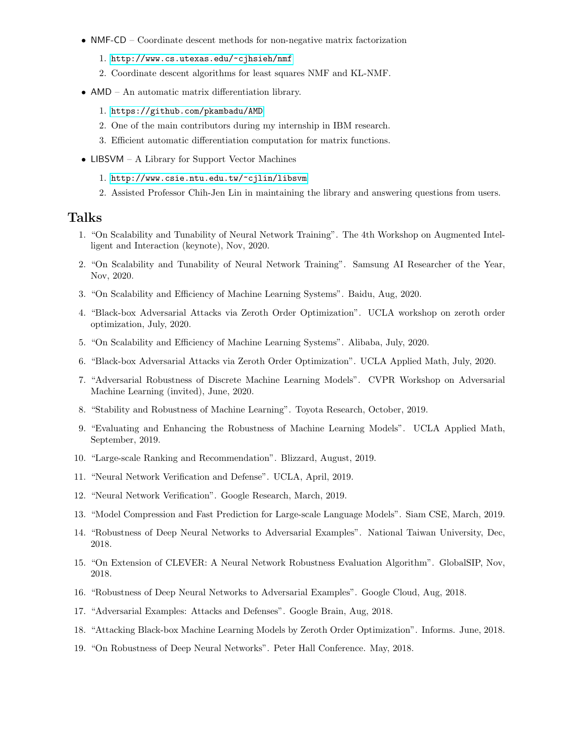- NMF-CD – Coordinate descent methods for non-negative matrix factorization
  1. http://www.cs.utexas.edu/~cjhsieh/nmf
  2. Coordinate descent algorithms for least squares NMF and KL-NMF.
- AMD – An automatic matrix differentiation library.
  1. https://github.com/pkambadu/AMD
  2. One of the main contributors during my internship in IBM research.
  3. Efficient automatic differentiation computation for matrix functions.
- LIBSVM – A Library for Support Vector Machines
  1. http://www.csie.ntu.edu.tw/~cjlin/libsvm
  2. Assisted Professor Chih-Jen Lin in maintaining the library and answering questions from users.

## Talks

1. "On Scalability and Tunability of Neural Network Training". The 4th Workshop on Augmented Intelligent and Interaction (keynote), Nov, 2020.
2. "On Scalability and Tunability of Neural Network Training". Samsung AI Researcher of the Year, Nov, 2020.
3. "On Scalability and Efficiency of Machine Learning Systems". Baidu, Aug, 2020.
4. "Black-box Adversarial Attacks via Zeroth Order Optimization". UCLA workshop on zeroth order optimization, July, 2020.
5. "On Scalability and Efficiency of Machine Learning Systems". Alibaba, July, 2020.
6. "Black-box Adversarial Attacks via Zeroth Order Optimization". UCLA Applied Math, July, 2020.
7. "Adversarial Robustness of Discrete Machine Learning Models". CVPR Workshop on Adversarial Machine Learning (invited), June, 2020.
8. "Stability and Robustness of Machine Learning". Toyota Research, October, 2019.
9. "Evaluating and Enhancing the Robustness of Machine Learning Models". UCLA Applied Math, September, 2019.
10. "Large-scale Ranking and Recommendation". Blizzard, August, 2019.
11. "Neural Network Verification and Defense". UCLA, April, 2019.
12. "Neural Network Verification". Google Research, March, 2019.
13. "Model Compression and Fast Prediction for Large-scale Language Models". Siam CSE, March, 2019.
14. "Robustness of Deep Neural Networks to Adversarial Examples". National Taiwan University, Dec, 2018.
15. "On Extension of CLEVER: A Neural Network Robustness Evaluation Algorithm". GlobalSIP, Nov, 2018.
16. "Robustness of Deep Neural Networks to Adversarial Examples". Google Cloud, Aug, 2018.
17. "Adversarial Examples: Attacks and Defenses". Google Brain, Aug, 2018.
18. "Attacking Black-box Machine Learning Models by Zeroth Order Optimization". Informs. June, 2018.
19. "On Robustness of Deep Neural Networks". Peter Hall Conference. May, 2018.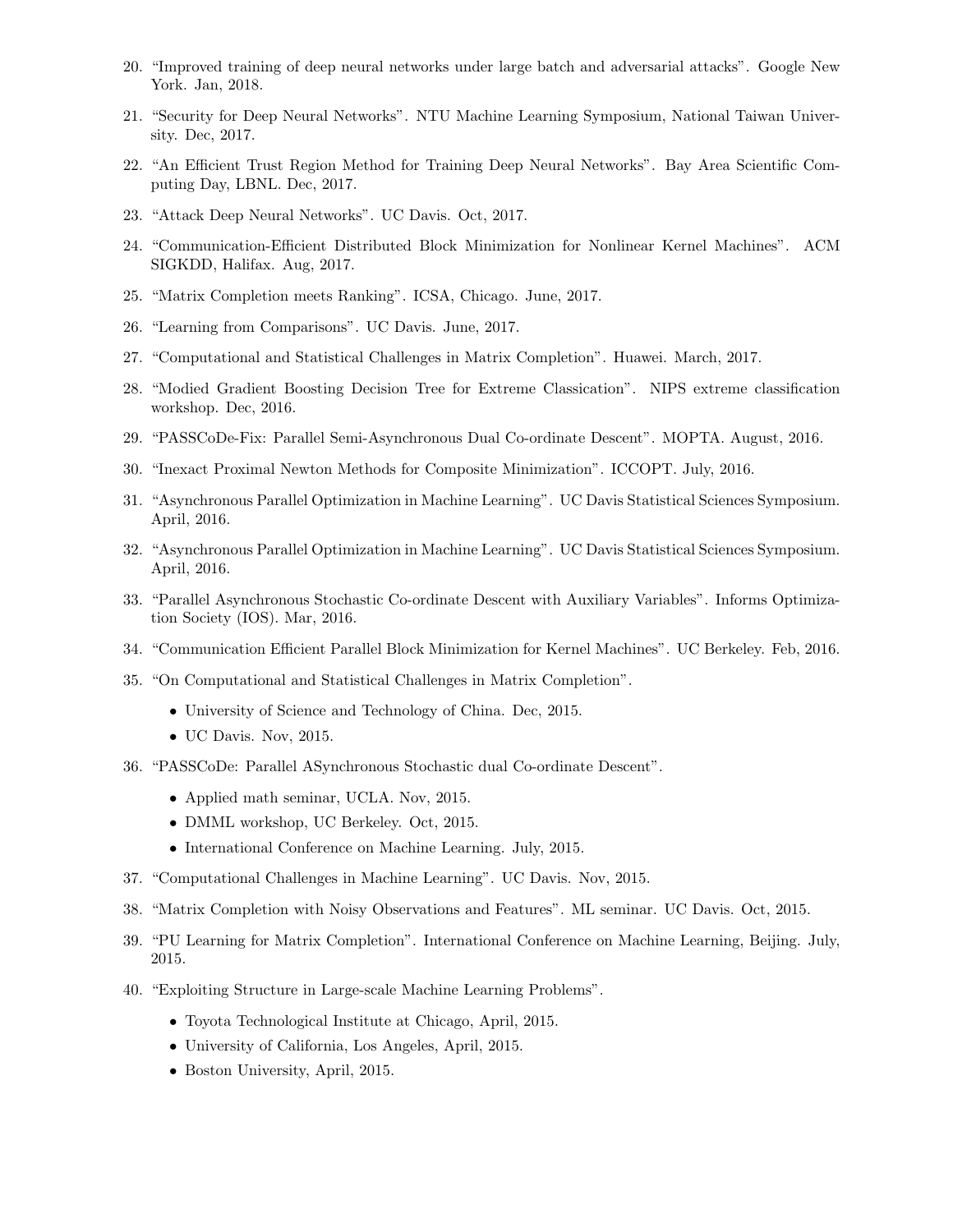20. "Improved training of deep neural networks under large batch and adversarial attacks". Google New York. Jan, 2018.

21. "Security for Deep Neural Networks". NTU Machine Learning Symposium, National Taiwan University. Dec, 2017.

22. "An Efficient Trust Region Method for Training Deep Neural Networks". Bay Area Scientific Computing Day, LBNL. Dec, 2017.

23. "Attack Deep Neural Networks". UC Davis. Oct, 2017.

24. "Communication-Efficient Distributed Block Minimization for Nonlinear Kernel Machines". ACM SIGKDD, Halifax. Aug, 2017.

25. "Matrix Completion meets Ranking". ICSA, Chicago. June, 2017.

26. "Learning from Comparisons". UC Davis. June, 2017.

27. "Computational and Statistical Challenges in Matrix Completion". Huawei. March, 2017.

28. "Modied Gradient Boosting Decision Tree for Extreme Classication". NIPS extreme classification workshop. Dec, 2016.

29. "PASSCoDe-Fix: Parallel Semi-Asynchronous Dual Co-ordinate Descent". MOPTA. August, 2016.

30. "Inexact Proximal Newton Methods for Composite Minimization". ICCOPT. July, 2016.

31. "Asynchronous Parallel Optimization in Machine Learning". UC Davis Statistical Sciences Symposium. April, 2016.

32. "Asynchronous Parallel Optimization in Machine Learning". UC Davis Statistical Sciences Symposium. April, 2016.

33. "Parallel Asynchronous Stochastic Co-ordinate Descent with Auxiliary Variables". Informs Optimization Society (IOS). Mar, 2016.

34. "Communication Efficient Parallel Block Minimization for Kernel Machines". UC Berkeley. Feb, 2016.

35. "On Computational and Statistical Challenges in Matrix Completion".
    - University of Science and Technology of China. Dec, 2015.
    - UC Davis. Nov, 2015.

36. "PASSCoDe: Parallel ASynchronous Stochastic dual Co-ordinate Descent".
    - Applied math seminar, UCLA. Nov, 2015.
    - DMML workshop, UC Berkeley. Oct, 2015.
    - International Conference on Machine Learning. July, 2015.

37. "Computational Challenges in Machine Learning". UC Davis. Nov, 2015.

38. "Matrix Completion with Noisy Observations and Features". ML seminar. UC Davis. Oct, 2015.

39. "PU Learning for Matrix Completion". International Conference on Machine Learning, Beijing. July, 2015.

40. "Exploiting Structure in Large-scale Machine Learning Problems".
    - Toyota Technological Institute at Chicago, April, 2015.
    - University of California, Los Angeles, April, 2015.
    - Boston University, April, 2015.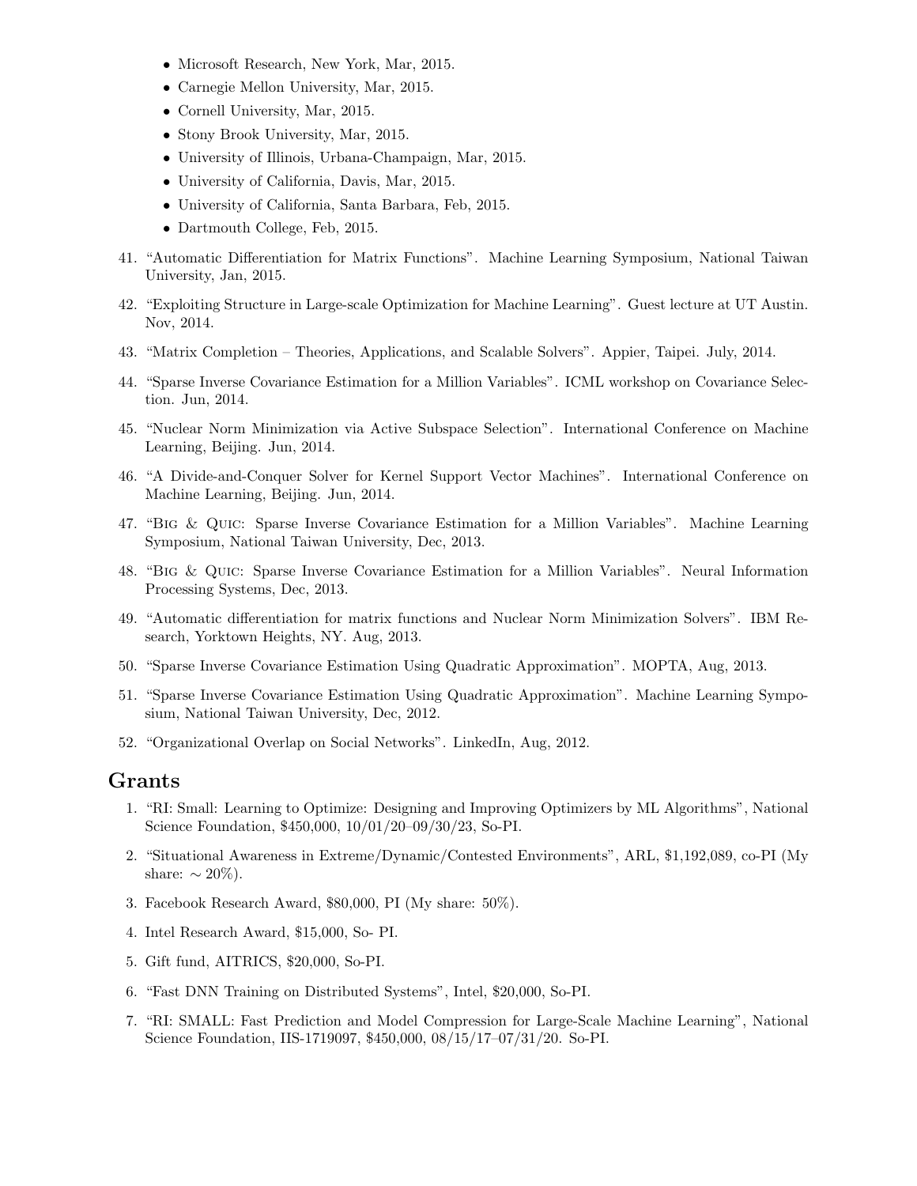- Microsoft Research, New York, Mar, 2015.
- Carnegie Mellon University, Mar, 2015.
- Cornell University, Mar, 2015.
- Stony Brook University, Mar, 2015.
- University of Illinois, Urbana-Champaign, Mar, 2015.
- University of California, Davis, Mar, 2015.
- University of California, Santa Barbara, Feb, 2015.
- Dartmouth College, Feb, 2015.

41. "Automatic Differentiation for Matrix Functions". Machine Learning Symposium, National Taiwan University, Jan, 2015.
42. "Exploiting Structure in Large-scale Optimization for Machine Learning". Guest lecture at UT Austin. Nov, 2014.
43. "Matrix Completion – Theories, Applications, and Scalable Solvers". Appier, Taipei. July, 2014.
44. "Sparse Inverse Covariance Estimation for a Million Variables". ICML workshop on Covariance Selection. Jun, 2014.
45. "Nuclear Norm Minimization via Active Subspace Selection". International Conference on Machine Learning, Beijing. Jun, 2014.
46. "A Divide-and-Conquer Solver for Kernel Support Vector Machines". International Conference on Machine Learning, Beijing. Jun, 2014.
47. "Big & Quic: Sparse Inverse Covariance Estimation for a Million Variables". Machine Learning Symposium, National Taiwan University, Dec, 2013.
48. "Big & Quic: Sparse Inverse Covariance Estimation for a Million Variables". Neural Information Processing Systems, Dec, 2013.
49. "Automatic differentiation for matrix functions and Nuclear Norm Minimization Solvers". IBM Research, Yorktown Heights, NY. Aug, 2013.
50. "Sparse Inverse Covariance Estimation Using Quadratic Approximation". MOPTA, Aug, 2013.
51. "Sparse Inverse Covariance Estimation Using Quadratic Approximation". Machine Learning Symposium, National Taiwan University, Dec, 2012.
52. "Organizational Overlap on Social Networks". LinkedIn, Aug, 2012.

## Grants

1. "RI: Small: Learning to Optimize: Designing and Improving Optimizers by ML Algorithms", National Science Foundation, $450,000, 10/01/20–09/30/23, So-PI.
2. "Situational Awareness in Extreme/Dynamic/Contested Environments", ARL, $1,192,089, co-PI (My share: $\sim 20\%$).
3. Facebook Research Award, $80,000, PI (My share: 50%).
4. Intel Research Award, $15,000, So- PI.
5. Gift fund, AITRICS, $20,000, So-PI.
6. "Fast DNN Training on Distributed Systems", Intel, $20,000, So-PI.
7. "RI: SMALL: Fast Prediction and Model Compression for Large-Scale Machine Learning", National Science Foundation, IIS-1719097, $450,000, 08/15/17–07/31/20. So-PI.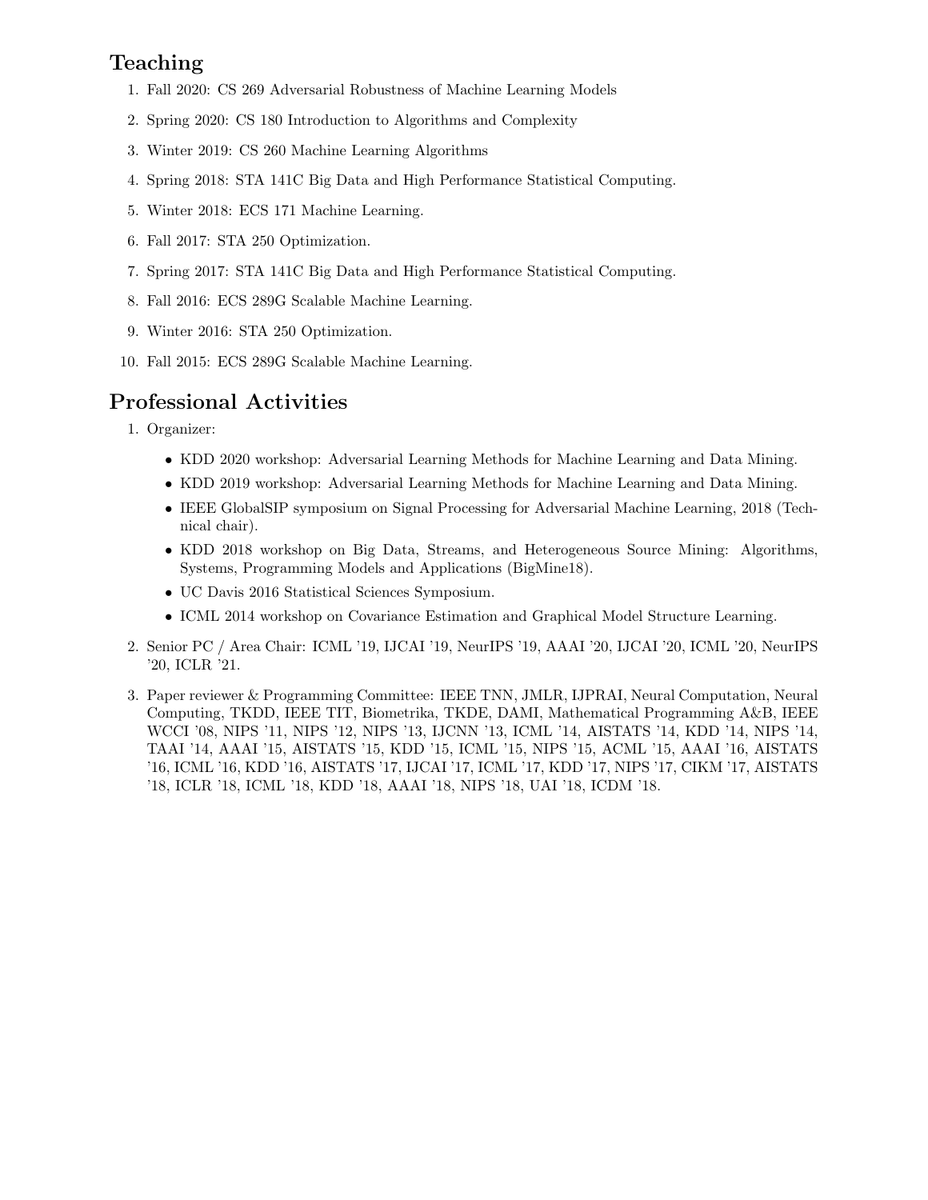## Teaching

1. Fall 2020: CS 269 Adversarial Robustness of Machine Learning Models
2. Spring 2020: CS 180 Introduction to Algorithms and Complexity
3. Winter 2019: CS 260 Machine Learning Algorithms
4. Spring 2018: STA 141C Big Data and High Performance Statistical Computing.
5. Winter 2018: ECS 171 Machine Learning.
6. Fall 2017: STA 250 Optimization.
7. Spring 2017: STA 141C Big Data and High Performance Statistical Computing.
8. Fall 2016: ECS 289G Scalable Machine Learning.
9. Winter 2016: STA 250 Optimization.
10. Fall 2015: ECS 289G Scalable Machine Learning.

## Professional Activities

1. Organizer:
   - KDD 2020 workshop: Adversarial Learning Methods for Machine Learning and Data Mining.
   - KDD 2019 workshop: Adversarial Learning Methods for Machine Learning and Data Mining.
   - IEEE GlobalSIP symposium on Signal Processing for Adversarial Machine Learning, 2018 (Technical chair).
   - KDD 2018 workshop on Big Data, Streams, and Heterogeneous Source Mining: Algorithms, Systems, Programming Models and Applications (BigMine18).
   - UC Davis 2016 Statistical Sciences Symposium.
   - ICML 2014 workshop on Covariance Estimation and Graphical Model Structure Learning.
2. Senior PC / Area Chair: ICML '19, IJCAI '19, NeurIPS '19, AAAI '20, IJCAI '20, ICML '20, NeurIPS '20, ICLR '21.
3. Paper reviewer & Programming Committee: IEEE TNN, JMLR, IJPRAI, Neural Computation, Neural Computing, TKDD, IEEE TIT, Biometrika, TKDE, DAMI, Mathematical Programming A&B, IEEE WCCI '08, NIPS '11, NIPS '12, NIPS '13, IJCNN '13, ICML '14, AISTATS '14, KDD '14, NIPS '14, TAAI '14, AAAI '15, AISTATS '15, KDD '15, ICML '15, NIPS '15, ACML '15, AAAI '16, AISTATS '16, ICML '16, KDD '16, AISTATS '17, IJCAI '17, ICML '17, KDD '17, NIPS '17, CIKM '17, AISTATS '18, ICLR '18, ICML '18, KDD '18, AAAI '18, NIPS '18, UAI '18, ICDM '18.